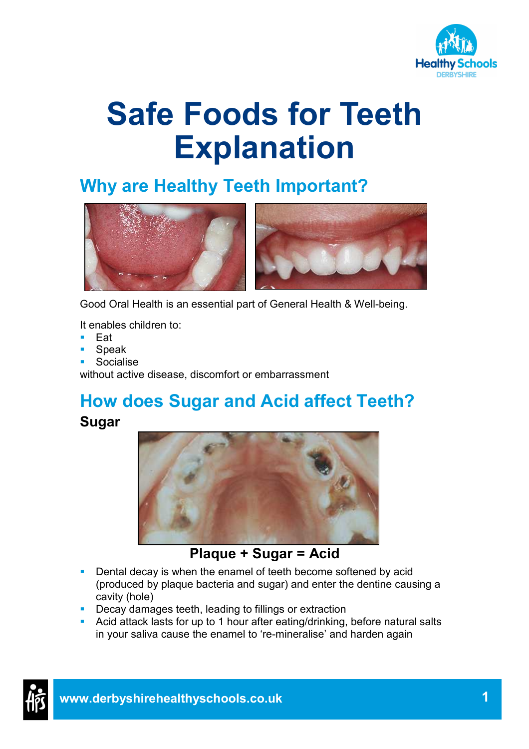# Safe Foods for Teeth Explanation

## Why are Healthy Teeth Important?

Good Oral Health is an essential part of General Health & Well-being.

It enables children to:

- Eat
- Speak
- Socialise

without active disease, discomfort or embarrassment

## How does Sugar and Acid affect Teeth?

### Sugar

**Plaque + Sugar = Acid**

- Dental decay is when the enamel of teeth become softened by acid (produced by plaque bacteria and sugar) and enter the dentine causing a cavity (hole)
- Decay damages teeth, leading to fillings or extraction
- Acid attack lasts for up to 1 hour after eating/drinking, before natural salts in your saliva cause the enamel to 're-mineralise' and harden again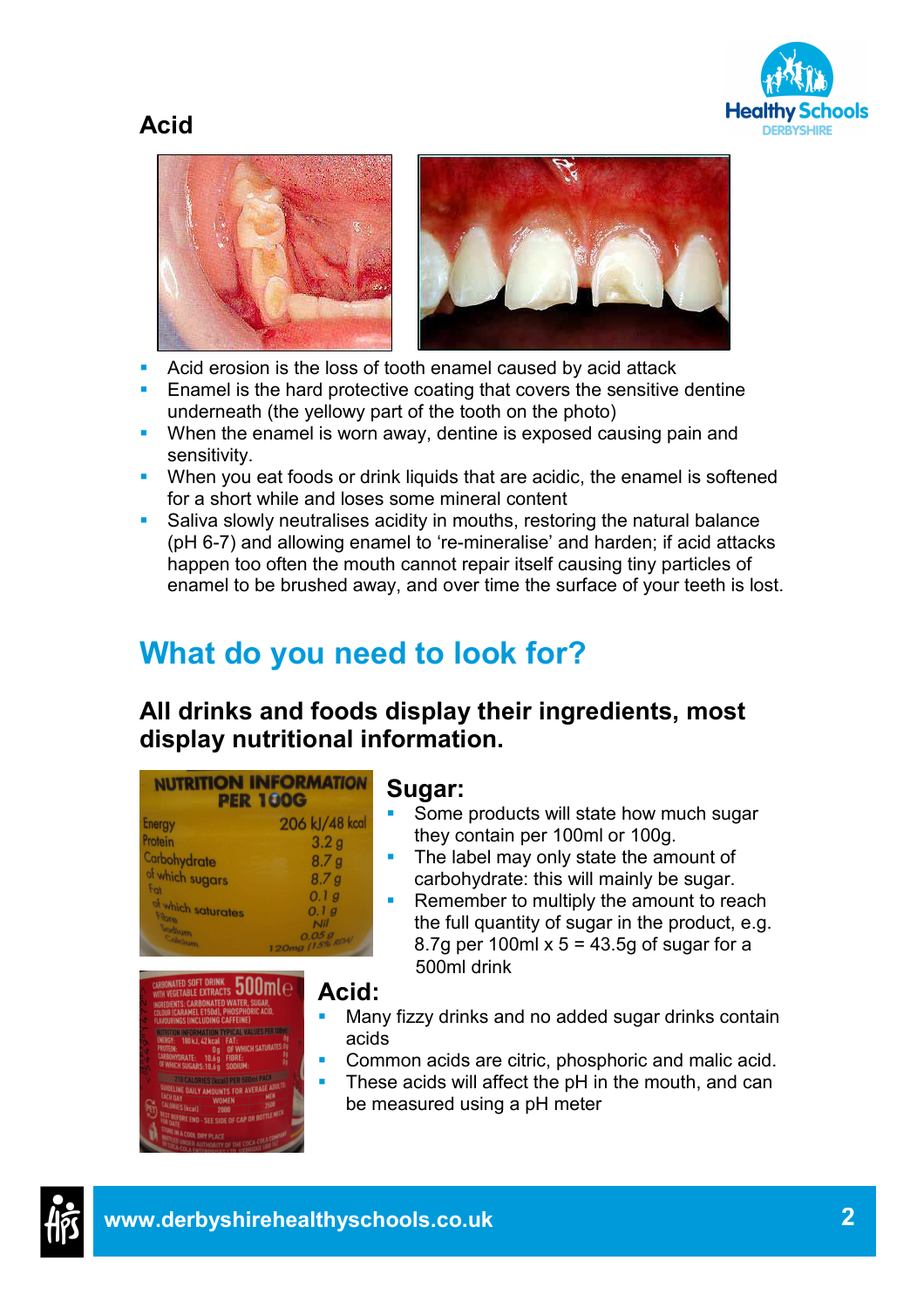## Acid

- Acid erosion is the loss of tooth enamel caused by acid attack
- Enamel is the hard protective coating that covers the sensitive dentine underneath (the yellowy part of the tooth on the photo)
- When the enamel is worn away, dentine is exposed causing pain and sensitivity.
- When you eat foods or drink liquids that are acidic, the enamel is softened for a short while and loses some mineral content
- Saliva slowly neutralises acidity in mouths, restoring the natural balance (pH 6-7) and allowing enamel to 're-mineralise' and harden; if acid attacks happen too often the mouth cannot repair itself causing tiny particles of enamel to be brushed away, and over time the surface of your teeth is lost.

# What do you need to look for?

### All drinks and foods display their ingredients, most display nutritional information.

### Sugar:

- Some products will state how much sugar they contain per 100ml or 100g.
- The label may only state the amount of carbohydrate: this will mainly be sugar.
- Remember to multiply the amount to reach the full quantity of sugar in the product, e.g. 8.7g per 100ml x 5 = 43.5g of sugar for a 500ml drink

### Acid:

- Many fizzy drinks and no added sugar drinks contain acids
- Common acids are citric, phosphoric and malic acid.
- These acids will affect the pH in the mouth, and can be measured using a pH meter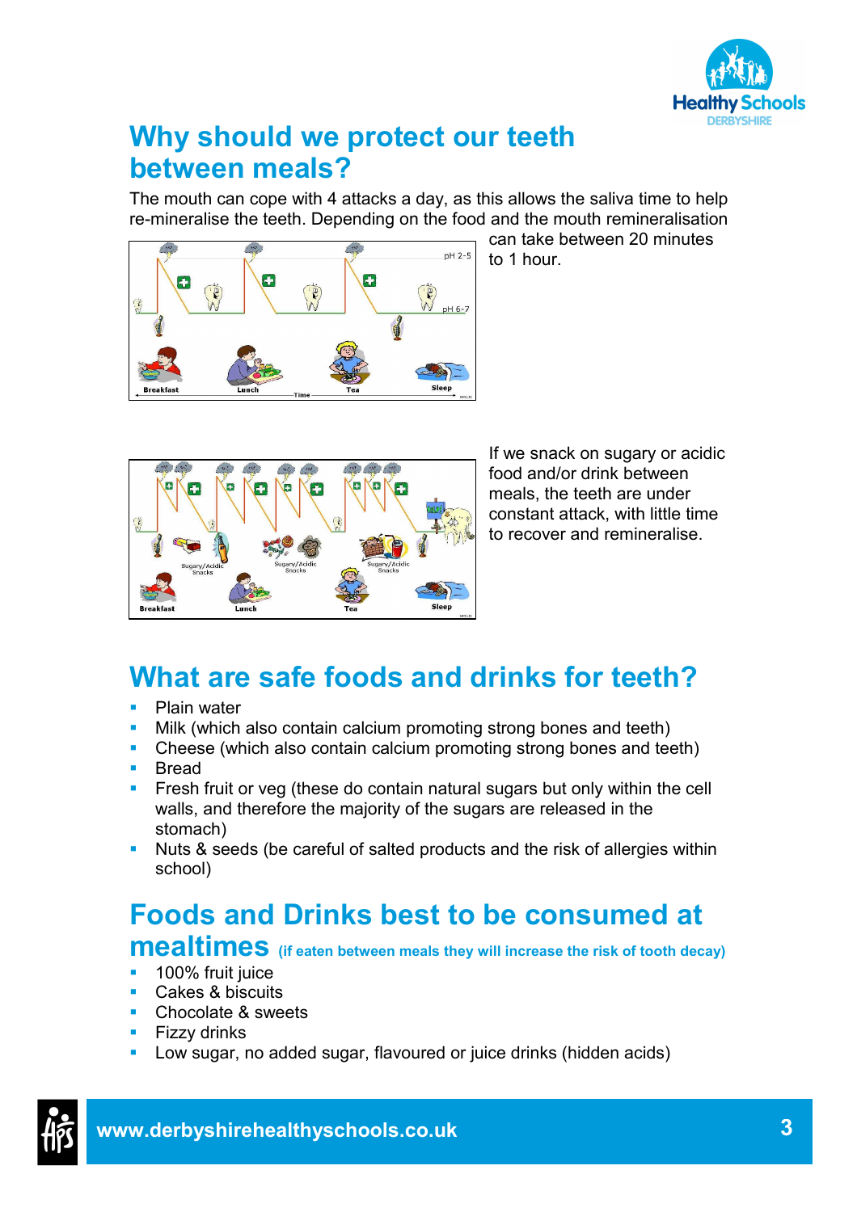## Why should we protect our teeth between meals?

The mouth can cope with 4 attacks a day, as this allows the saliva time to help re-mineralise the teeth. Depending on the food and the mouth remineralisation can take between 20 minutes to 1 hour.

pH 2-5

pH 6-7

Breakfast

Lunch

Time

Tea

Sleep

If we snack on sugary or acidic food and/or drink between meals, the teeth are under constant attack, with little time to recover and remineralise.

Sugary/Acidic Snacks

Sugary/Acidic Snacks

Sugary/Acidic Snacks

Breakfast

Lunch

Tea

Sleep

## What are safe foods and drinks for teeth?

- Plain water
- Milk (which also contain calcium promoting strong bones and teeth)
- Cheese (which also contain calcium promoting strong bones and teeth)
- Bread
- Fresh fruit or veg (these do contain natural sugars but only within the cell walls, and therefore the majority of the sugars are released in the stomach)
- Nuts & seeds (be careful of salted products and the risk of allergies within school)

## Foods and Drinks best to be consumed at mealtimes **(if eaten between meals they will increase the risk of tooth decay)**

- 100% fruit juice
- Cakes & biscuits
- Chocolate & sweets
- Fizzy drinks
- Low sugar, no added sugar, flavoured or juice drinks (hidden acids)

www.derbyshirehealthyschools.co.uk